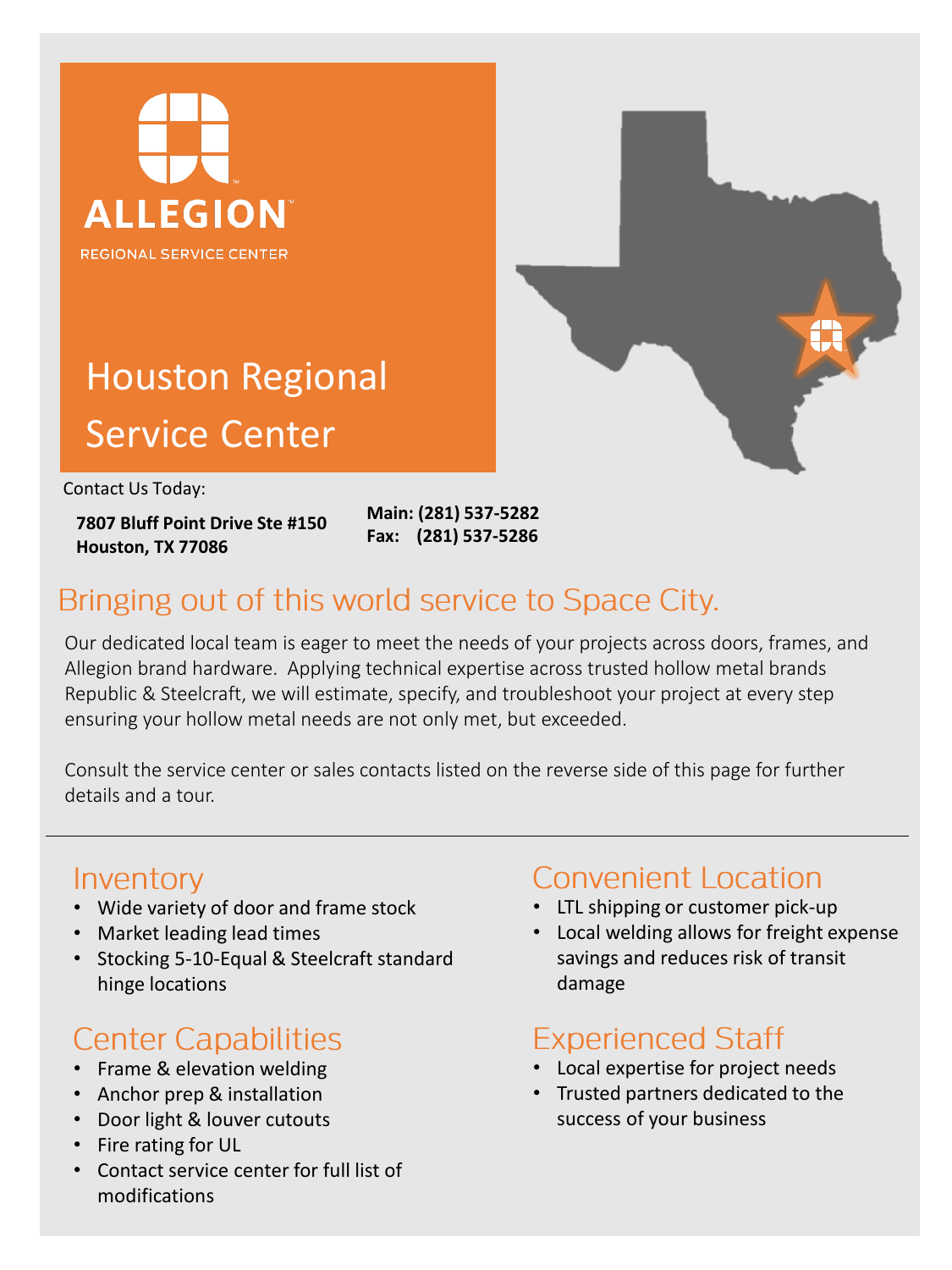ALLEGION

REGIONAL SERVICE CENTER

# Houston Regional Service Center

Contact Us Today:

**7807 Bluff Point Drive Ste #150**
**Houston, TX 77086**

**Main: (281) 537-5282**
**Fax: (281) 537-5286**

## Bringing out of this world service to Space City.

Our dedicated local team is eager to meet the needs of your projects across doors, frames, and Allegion brand hardware. Applying technical expertise across trusted hollow metal brands Republic & Steelcraft, we will estimate, specify, and troubleshoot your project at every step ensuring your hollow metal needs are not only met, but exceeded.

Consult the service center or sales contacts listed on the reverse side of this page for further details and a tour.

---

### Inventory

- Wide variety of door and frame stock
- Market leading lead times
- Stocking 5-10-Equal & Steelcraft standard hinge locations

### Center Capabilities

- Frame & elevation welding
- Anchor prep & installation
- Door light & louver cutouts
- Fire rating for UL
- Contact service center for full list of modifications

### Convenient Location

- LTL shipping or customer pick-up
- Local welding allows for freight expense savings and reduces risk of transit damage

### Experienced Staff

- Local expertise for project needs
- Trusted partners dedicated to the success of your business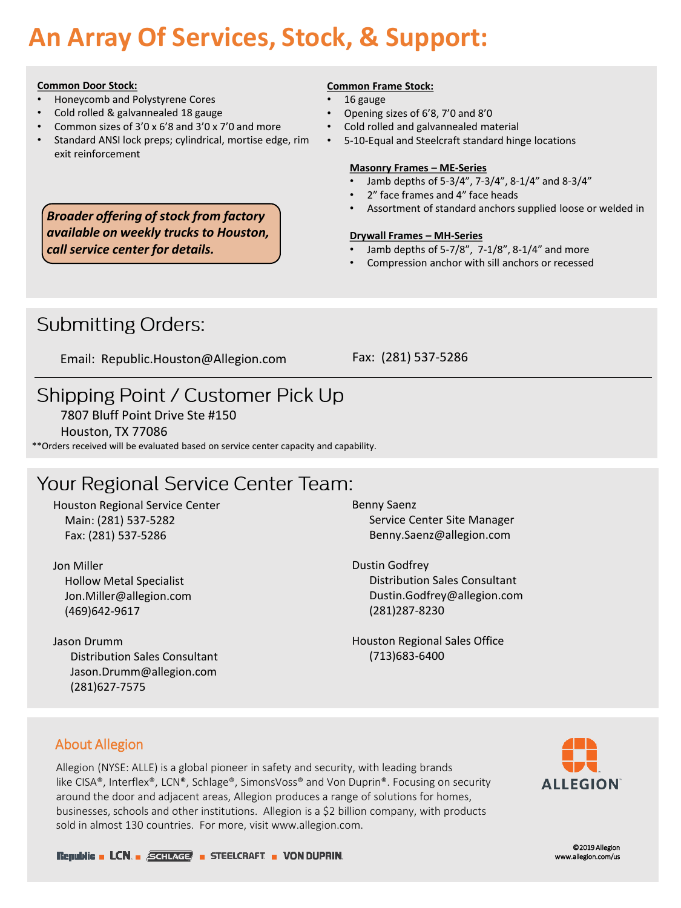# An Array Of Services, Stock, & Support:

**Common Door Stock:**

- Honeycomb and Polystyrene Cores
- Cold rolled & galvannealed 18 gauge
- Common sizes of 3'0 x 6'8 and 3'0 x 7'0 and more
- Standard ANSI lock preps; cylindrical, mortise edge, rim exit reinforcement

***Broader offering of stock from factory available on weekly trucks to Houston, call service center for details.***

**Common Frame Stock:**

- 16 gauge
- Opening sizes of 6'8, 7'0 and 8'0
- Cold rolled and galvannealed material
- 5-10-Equal and Steelcraft standard hinge locations

**Masonry Frames – ME-Series**

- Jamb depths of 5-3/4", 7-3/4", 8-1/4" and 8-3/4"
- 2" face frames and 4" face heads
- Assortment of standard anchors supplied loose or welded in

**Drywall Frames – MH-Series**

- Jamb depths of 5-7/8", 7-1/8", 8-1/4" and more
- Compression anchor with sill anchors or recessed

## Submitting Orders:

Email: Republic.Houston@Allegion.com

Fax: (281) 537-5286

## Shipping Point / Customer Pick Up

7807 Bluff Point Drive Ste #150
Houston, TX 77086

**Orders received will be evaluated based on service center capacity and capability.

## Your Regional Service Center Team:

Houston Regional Service Center
Main: (281) 537-5282
Fax: (281) 537-5286

Jon Miller
Hollow Metal Specialist
Jon.Miller@allegion.com
(469)642-9617

Jason Drumm
Distribution Sales Consultant
Jason.Drumm@allegion.com
(281)627-7575

Benny Saenz
Service Center Site Manager
Benny.Saenz@allegion.com

Dustin Godfrey
Distribution Sales Consultant
Dustin.Godfrey@allegion.com
(281)287-8230

Houston Regional Sales Office
(713)683-6400

## About Allegion

Allegion (NYSE: ALLE) is a global pioneer in safety and security, with leading brands like CISA®, Interflex®, LCN®, Schlage®, SimonsVoss® and Von Duprin®. Focusing on security around the door and adjacent areas, Allegion produces a range of solutions for homes, businesses, schools and other institutions. Allegion is a $2 billion company, with products sold in almost 130 countries. For more, visit www.allegion.com.

ALLEGION

Republic ■ LCN ■ SCHLAGE ■ STEELCRAFT ■ VON DUPRIN

©2019 Allegion
www.allegion.com/us